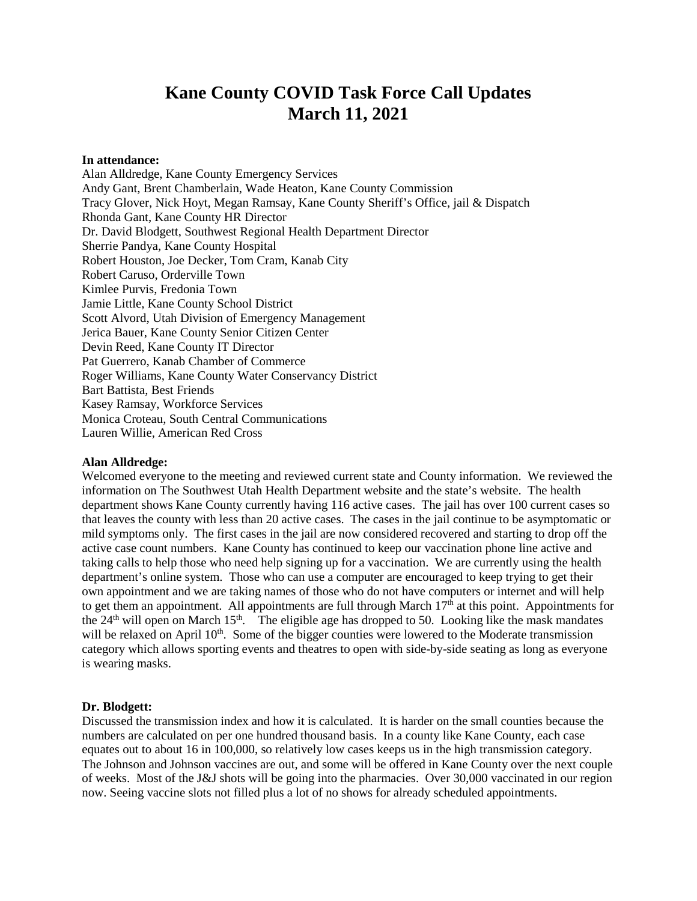# Kane County COVID Task Force Call Updates
# March 11, 2021

**In attendance:**

Alan Alldredge, Kane County Emergency Services
Andy Gant, Brent Chamberlain, Wade Heaton, Kane County Commission
Tracy Glover, Nick Hoyt, Megan Ramsay, Kane County Sheriff's Office, jail & Dispatch
Rhonda Gant, Kane County HR Director
Dr. David Blodgett, Southwest Regional Health Department Director
Sherrie Pandya, Kane County Hospital
Robert Houston, Joe Decker, Tom Cram, Kanab City
Robert Caruso, Orderville Town
Kimlee Purvis, Fredonia Town
Jamie Little, Kane County School District
Scott Alvord, Utah Division of Emergency Management
Jerica Bauer, Kane County Senior Citizen Center
Devin Reed, Kane County IT Director
Pat Guerrero, Kanab Chamber of Commerce
Roger Williams, Kane County Water Conservancy District
Bart Battista, Best Friends
Kasey Ramsay, Workforce Services
Monica Croteau, South Central Communications
Lauren Willie, American Red Cross

**Alan Alldredge:**

Welcomed everyone to the meeting and reviewed current state and County information. We reviewed the information on The Southwest Utah Health Department website and the state's website. The health department shows Kane County currently having 116 active cases. The jail has over 100 current cases so that leaves the county with less than 20 active cases. The cases in the jail continue to be asymptomatic or mild symptoms only. The first cases in the jail are now considered recovered and starting to drop off the active case count numbers. Kane County has continued to keep our vaccination phone line active and taking calls to help those who need help signing up for a vaccination. We are currently using the health department's online system. Those who can use a computer are encouraged to keep trying to get their own appointment and we are taking names of those who do not have computers or internet and will help to get them an appointment. All appointments are full through March 17th at this point. Appointments for the 24th will open on March 15th. The eligible age has dropped to 50. Looking like the mask mandates will be relaxed on April 10th. Some of the bigger counties were lowered to the Moderate transmission category which allows sporting events and theatres to open with side-by-side seating as long as everyone is wearing masks.

**Dr. Blodgett:**

Discussed the transmission index and how it is calculated. It is harder on the small counties because the numbers are calculated on per one hundred thousand basis. In a county like Kane County, each case equates out to about 16 in 100,000, so relatively low cases keeps us in the high transmission category. The Johnson and Johnson vaccines are out, and some will be offered in Kane County over the next couple of weeks. Most of the J&J shots will be going into the pharmacies. Over 30,000 vaccinated in our region now. Seeing vaccine slots not filled plus a lot of no shows for already scheduled appointments.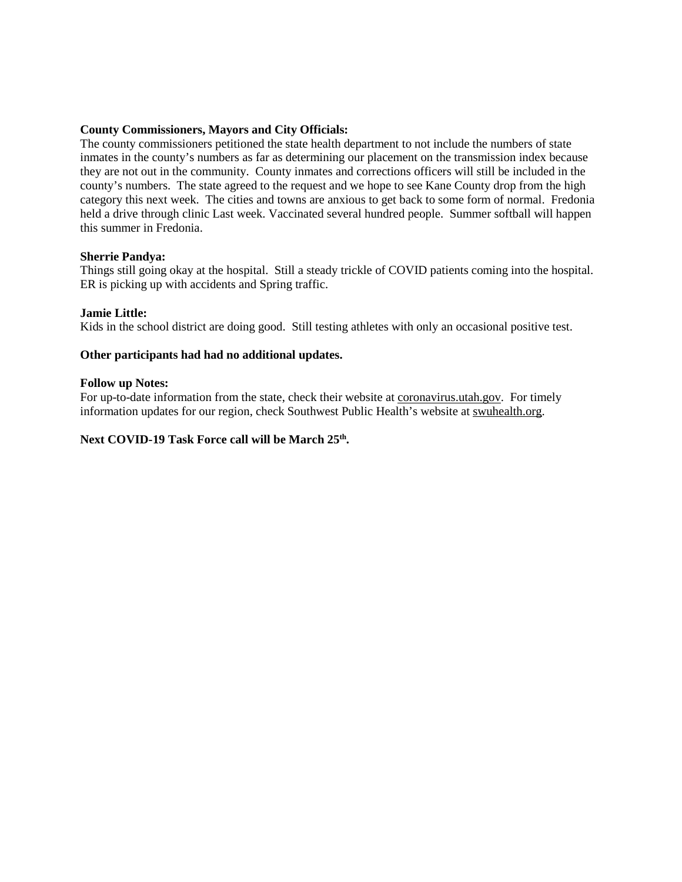**County Commissioners, Mayors and City Officials:**
The county commissioners petitioned the state health department to not include the numbers of state inmates in the county's numbers as far as determining our placement on the transmission index because they are not out in the community. County inmates and corrections officers will still be included in the county's numbers. The state agreed to the request and we hope to see Kane County drop from the high category this next week. The cities and towns are anxious to get back to some form of normal. Fredonia held a drive through clinic Last week. Vaccinated several hundred people. Summer softball will happen this summer in Fredonia.

**Sherrie Pandya:**
Things still going okay at the hospital. Still a steady trickle of COVID patients coming into the hospital. ER is picking up with accidents and Spring traffic.

**Jamie Little:**
Kids in the school district are doing good. Still testing athletes with only an occasional positive test.

**Other participants had had no additional updates.**

**Follow up Notes:**
For up-to-date information from the state, check their website at coronavirus.utah.gov. For timely information updates for our region, check Southwest Public Health's website at swuhealth.org.

**Next COVID-19 Task Force call will be March 25th.**